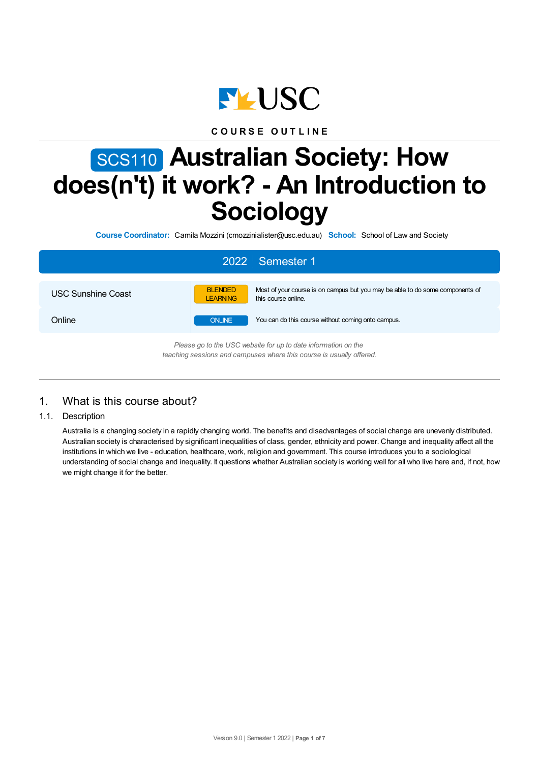COURSE OUTLINE

# SCS110 Australian Society: How does(n't) it work? - An Introduction to Sociology

**Course Coordinator:** Camila Mozzini (cmozzinialister@usc.edu.au) **School:** School of Law and Society

**2022 | Semester 1**

| | | |
|---|---|---|
| USC Sunshine Coast | BLENDED LEARNING | Most of your course is on campus but you may be able to do some components of this course online. |
| Online | ONLINE | You can do this course without coming onto campus. |

*Please go to the USC website for up to date information on the teaching sessions and campuses where this course is usually offered.*

## 1. What is this course about?

### 1.1. Description

Australia is a changing society in a rapidly changing world. The benefits and disadvantages of social change are unevenly distributed. Australian society is characterised by significant inequalities of class, gender, ethnicity and power. Change and inequality affect all the institutions in which we live - education, healthcare, work, religion and government. This course introduces you to a sociological understanding of social change and inequality. It questions whether Australian society is working well for all who live here and, if not, how we might change it for the better.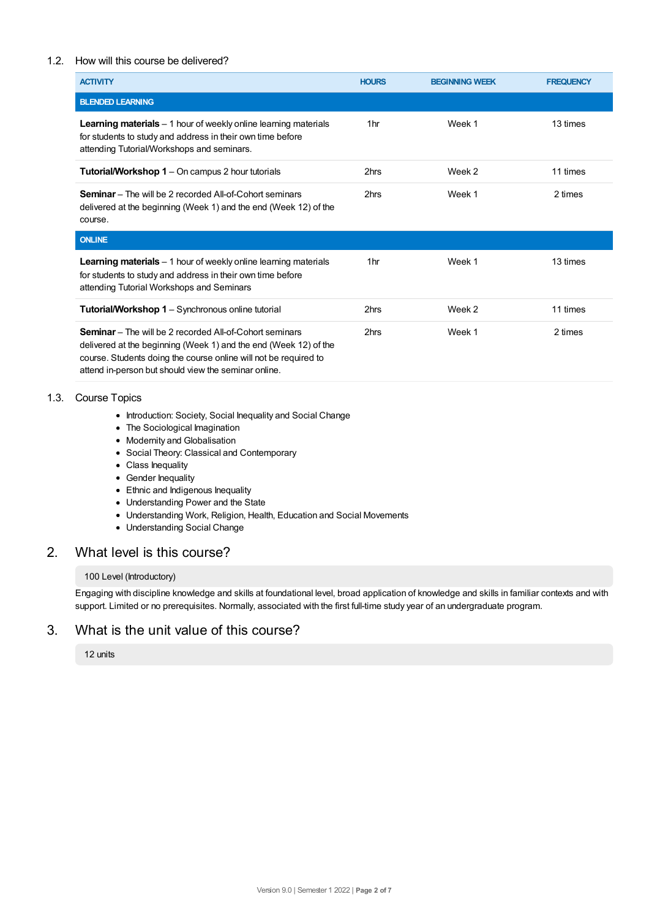### 1.2. How will this course be delivered?

| ACTIVITY | HOURS | BEGINNING WEEK | FREQUENCY |
|---|---|---|---|
| **BLENDED LEARNING** | | | |
| **Learning materials** – 1 hour of weekly online learning materials for students to study and address in their own time before attending Tutorial/Workshops and seminars. | 1hr | Week 1 | 13 times |
| **Tutorial/Workshop 1** – On campus 2 hour tutorials | 2hrs | Week 2 | 11 times |
| **Seminar** – The will be 2 recorded All-of-Cohort seminars delivered at the beginning (Week 1) and the end (Week 12) of the course. | 2hrs | Week 1 | 2 times |
| **ONLINE** | | | |
| **Learning materials** – 1 hour of weekly online learning materials for students to study and address in their own time before attending Tutorial Workshops and Seminars | 1hr | Week 1 | 13 times |
| **Tutorial/Workshop 1** – Synchronous online tutorial | 2hrs | Week 2 | 11 times |
| **Seminar** – The will be 2 recorded All-of-Cohort seminars delivered at the beginning (Week 1) and the end (Week 12) of the course. Students doing the course online will not be required to attend in-person but should view the seminar online. | 2hrs | Week 1 | 2 times |

### 1.3. Course Topics

- Introduction: Society, Social Inequality and Social Change
- The Sociological Imagination
- Modernity and Globalisation
- Social Theory: Classical and Contemporary
- Class Inequality
- Gender Inequality
- Ethnic and Indigenous Inequality
- Understanding Power and the State
- Understanding Work, Religion, Health, Education and Social Movements
- Understanding Social Change

## 2. What level is this course?

100 Level (Introductory)

Engaging with discipline knowledge and skills at foundational level, broad application of knowledge and skills in familiar contexts and with support. Limited or no prerequisites. Normally, associated with the first full-time study year of an undergraduate program.

## 3. What is the unit value of this course?

12 units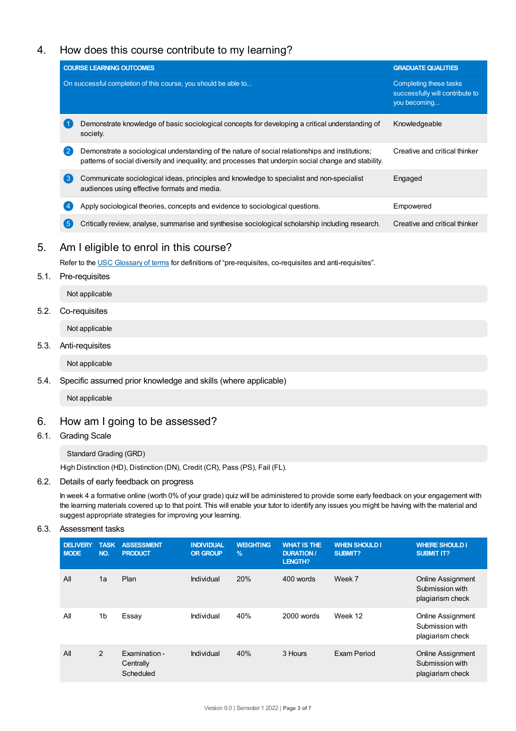## 4. How does this course contribute to my learning?

| COURSE LEARNING OUTCOMES<br>On successful completion of this course, you should be able to... | GRADUATE QUALITIES<br>Completing these tasks successfully will contribute to you becoming... |
|---|---|
| 1 Demonstrate knowledge of basic sociological concepts for developing a critical understanding of society. | Knowledgeable |
| 2 Demonstrate a sociological understanding of the nature of social relationships and institutions; patterns of social diversity and inequality; and processes that underpin social change and stability. | Creative and critical thinker |
| 3 Communicate sociological ideas, principles and knowledge to specialist and non-specialist audiences using effective formats and media. | Engaged |
| 4 Apply sociological theories, concepts and evidence to sociological questions. | Empowered |
| 5 Critically review, analyse, summarise and synthesise sociological scholarship including research. | Creative and critical thinker |

## 5. Am I eligible to enrol in this course?

Refer to the USC Glossary of terms for definitions of “pre-requisites, co-requisites and anti-requisites”.

### 5.1. Pre-requisites

Not applicable

### 5.2. Co-requisites

Not applicable

### 5.3. Anti-requisites

Not applicable

### 5.4. Specific assumed prior knowledge and skills (where applicable)

Not applicable

## 6. How am I going to be assessed?

### 6.1. Grading Scale

Standard Grading (GRD)

High Distinction (HD), Distinction (DN), Credit (CR), Pass (PS), Fail (FL).

### 6.2. Details of early feedback on progress

In week 4 a formative online (worth 0% of your grade) quiz will be administered to provide some early feedback on your engagement with the learning materials covered up to that point. This will enable your tutor to identify any issues you might be having with the material and suggest appropriate strategies for improving your learning.

### 6.3. Assessment tasks

| DELIVERY MODE | TASK NO. | ASSESSMENT PRODUCT | INDIVIDUAL OR GROUP | WEIGHTING % | WHAT IS THE DURATION / LENGTH? | WHEN SHOULD I SUBMIT? | WHERE SHOULD I SUBMIT IT? |
|---|---|---|---|---|---|---|---|
| All | 1a | Plan | Individual | 20% | 400 words | Week 7 | Online Assignment Submission with plagiarism check |
| All | 1b | Essay | Individual | 40% | 2000 words | Week 12 | Online Assignment Submission with plagiarism check |
| All | 2 | Examination - Centrally Scheduled | Individual | 40% | 3 Hours | Exam Period | Online Assignment Submission with plagiarism check |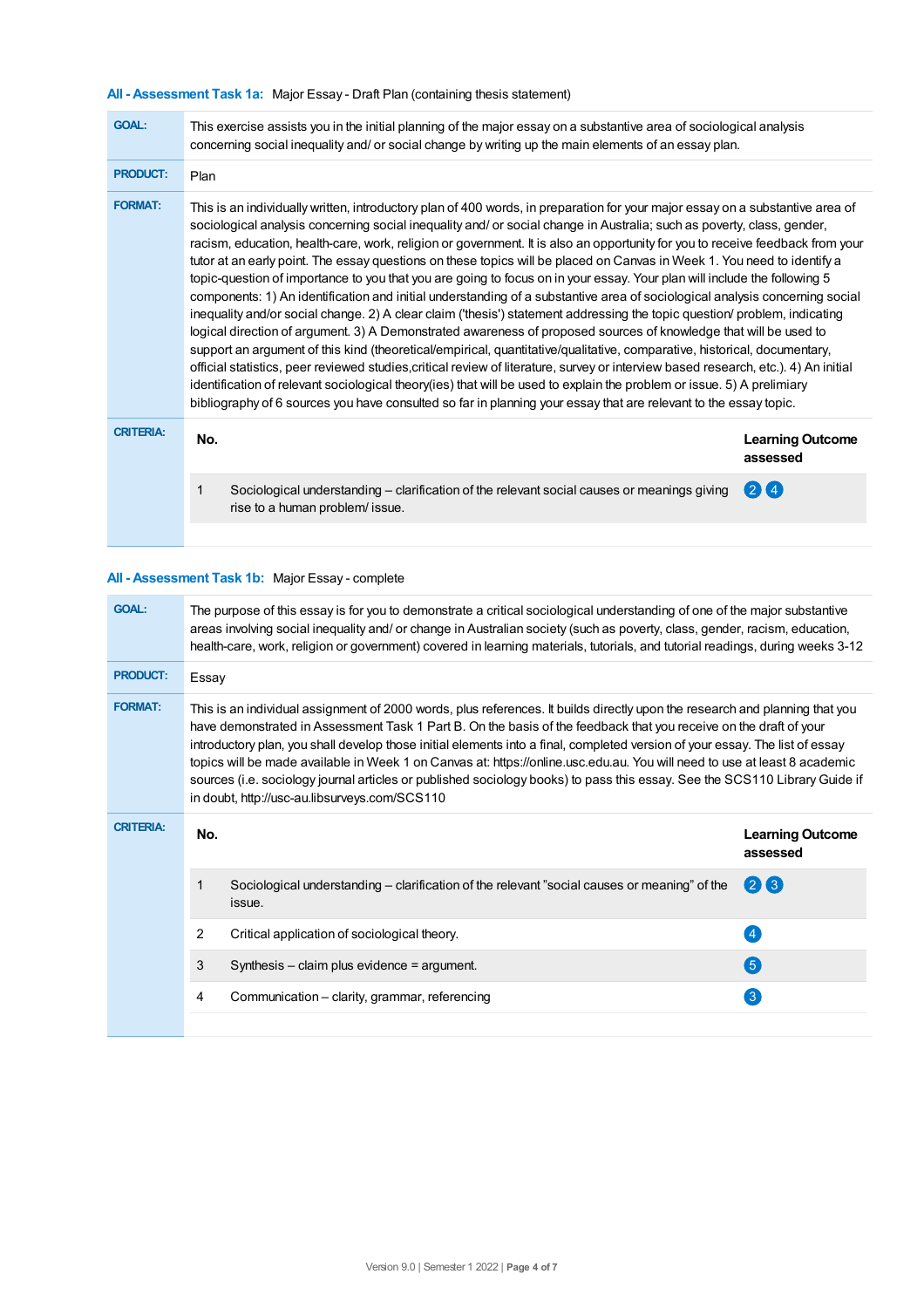### All - Assessment Task 1a: Major Essay - Draft Plan (containing thesis statement)

**GOAL:** This exercise assists you in the initial planning of the major essay on a substantive area of sociological analysis concerning social inequality and/ or social change by writing up the main elements of an essay plan.

**PRODUCT:** Plan

**FORMAT:** This is an individually written, introductory plan of 400 words, in preparation for your major essay on a substantive area of sociological analysis concerning social inequality and/ or social change in Australia; such as poverty, class, gender, racism, education, health-care, work, religion or government. It is also an opportunity for you to receive feedback from your tutor at an early point. The essay questions on these topics will be placed on Canvas in Week 1. You need to identify a topic-question of importance to you that you are going to focus on in your essay. Your plan will include the following 5 components: 1) An identification and initial understanding of a substantive area of sociological analysis concerning social inequality and/or social change. 2) A clear claim ('thesis') statement addressing the topic question/ problem, indicating logical direction of argument. 3) A Demonstrated awareness of proposed sources of knowledge that will be used to support an argument of this kind (theoretical/empirical, quantitative/qualitative, comparative, historical, documentary, official statistics, peer reviewed studies,critical review of literature, survey or interview based research, etc.). 4) An initial identification of relevant sociological theory(ies) that will be used to explain the problem or issue. 5) A prelimiary bibliography of 6 sources you have consulted so far in planning your essay that are relevant to the essay topic.

**CRITERIA:**

| No. | | Learning Outcome assessed |
|---|---|---|
| 1 | Sociological understanding – clarification of the relevant social causes or meanings giving rise to a human problem/ issue. | 2 4 |

### All - Assessment Task 1b: Major Essay - complete

**GOAL:** The purpose of this essay is for you to demonstrate a critical sociological understanding of one of the major substantive areas involving social inequality and/ or change in Australian society (such as poverty, class, gender, racism, education, health-care, work, religion or government) covered in learning materials, tutorials, and tutorial readings, during weeks 3-12

**PRODUCT:** Essay

**FORMAT:** This is an individual assignment of 2000 words, plus references. It builds directly upon the research and planning that you have demonstrated in Assessment Task 1 Part B. On the basis of the feedback that you receive on the draft of your introductory plan, you shall develop those initial elements into a final, completed version of your essay. The list of essay topics will be made available in Week 1 on Canvas at: https://online.usc.edu.au. You will need to use at least 8 academic sources (i.e. sociology journal articles or published sociology books) to pass this essay. See the SCS110 Library Guide if in doubt, http://usc-au.libsurveys.com/SCS110

**CRITERIA:**

| No. | | Learning Outcome assessed |
|---|---|---|
| 1 | Sociological understanding – clarification of the relevant "social causes or meaning" of the issue. | 2 3 |
| 2 | Critical application of sociological theory. | 4 |
| 3 | Synthesis – claim plus evidence = argument. | 5 |
| 4 | Communication – clarity, grammar, referencing | 3 |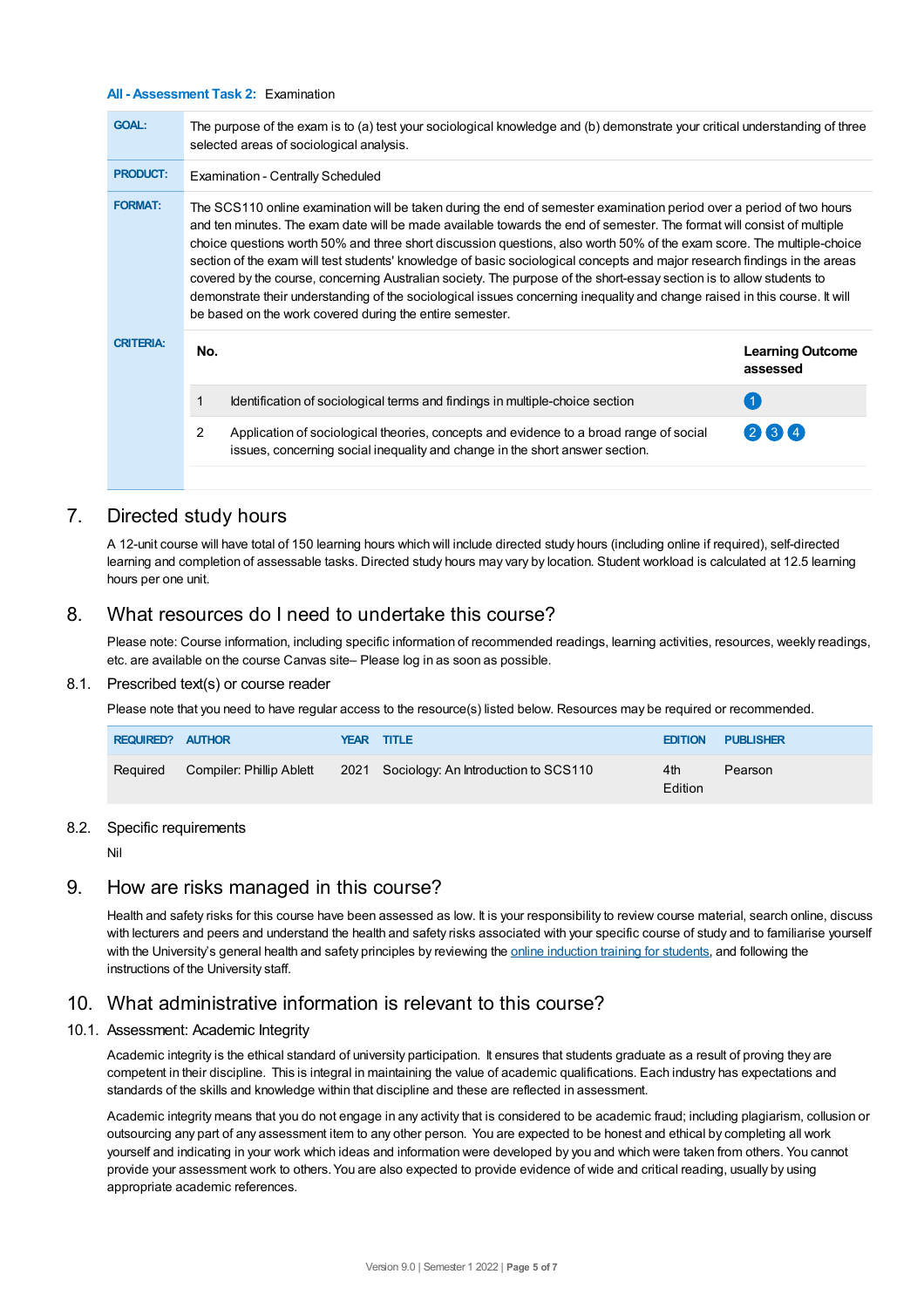**All - Assessment Task 2:** Examination

| | |
|---|---|
| **GOAL:** | The purpose of the exam is to (a) test your sociological knowledge and (b) demonstrate your critical understanding of three selected areas of sociological analysis. |
| **PRODUCT:** | Examination - Centrally Scheduled |
| **FORMAT:** | The SCS110 online examination will be taken during the end of semester examination period over a period of two hours and ten minutes. The exam date will be made available towards the end of semester. The format will consist of multiple choice questions worth 50% and three short discussion questions, also worth 50% of the exam score. The multiple-choice section of the exam will test students' knowledge of basic sociological concepts and major research findings in the areas covered by the course, concerning Australian society. The purpose of the short-essay section is to allow students to demonstrate their understanding of the sociological issues concerning inequality and change raised in this course. It will be based on the work covered during the entire semester. |
| **CRITERIA:** | |

| No. | | Learning Outcome assessed |
|---|---|---|
| 1 | Identification of sociological terms and findings in multiple-choice section | 1 |
| 2 | Application of sociological theories, concepts and evidence to a broad range of social issues, concerning social inequality and change in the short answer section. | 2 3 4 |

## 7. Directed study hours

A 12-unit course will have total of 150 learning hours which will include directed study hours (including online if required), self-directed learning and completion of assessable tasks. Directed study hours may vary by location. Student workload is calculated at 12.5 learning hours per one unit.

## 8. What resources do I need to undertake this course?

Please note: Course information, including specific information of recommended readings, learning activities, resources, weekly readings, etc. are available on the course Canvas site– Please log in as soon as possible.

### 8.1. Prescribed text(s) or course reader

Please note that you need to have regular access to the resource(s) listed below. Resources may be required or recommended.

| REQUIRED? | AUTHOR | YEAR | TITLE | EDITION | PUBLISHER |
|---|---|---|---|---|---|
| Required | Compiler: Phillip Ablett | 2021 | Sociology: An Introduction to SCS110 | 4th Edition | Pearson |

### 8.2. Specific requirements

Nil

## 9. How are risks managed in this course?

Health and safety risks for this course have been assessed as low. It is your responsibility to review course material, search online, discuss with lecturers and peers and understand the health and safety risks associated with your specific course of study and to familiarise yourself with the University's general health and safety principles by reviewing the online induction training for students, and following the instructions of the University staff.

## 10. What administrative information is relevant to this course?

### 10.1. Assessment: Academic Integrity

Academic integrity is the ethical standard of university participation. It ensures that students graduate as a result of proving they are competent in their discipline. This is integral in maintaining the value of academic qualifications. Each industry has expectations and standards of the skills and knowledge within that discipline and these are reflected in assessment.

Academic integrity means that you do not engage in any activity that is considered to be academic fraud; including plagiarism, collusion or outsourcing any part of any assessment item to any other person. You are expected to be honest and ethical by completing all work yourself and indicating in your work which ideas and information were developed by you and which were taken from others. You cannot provide your assessment work to others. You are also expected to provide evidence of wide and critical reading, usually by using appropriate academic references.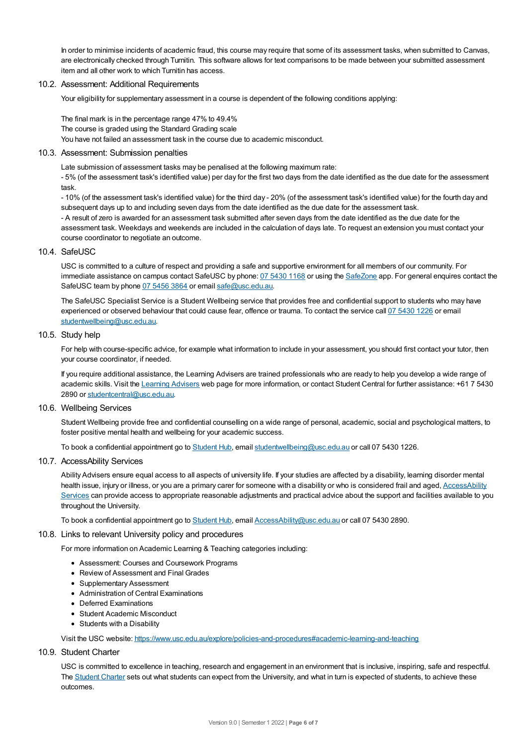In order to minimise incidents of academic fraud, this course may require that some of its assessment tasks, when submitted to Canvas, are electronically checked through Turnitin. This software allows for text comparisons to be made between your submitted assessment item and all other work to which Turnitin has access.

### 10.2. Assessment: Additional Requirements

Your eligibility for supplementary assessment in a course is dependent of the following conditions applying:

The final mark is in the percentage range 47% to 49.4%
The course is graded using the Standard Grading scale
You have not failed an assessment task in the course due to academic misconduct.

### 10.3. Assessment: Submission penalties

Late submission of assessment tasks may be penalised at the following maximum rate:
- 5% (of the assessment task's identified value) per day for the first two days from the date identified as the due date for the assessment task.
- 10% (of the assessment task's identified value) for the third day - 20% (of the assessment task's identified value) for the fourth day and subsequent days up to and including seven days from the date identified as the due date for the assessment task.
- A result of zero is awarded for an assessment task submitted after seven days from the date identified as the due date for the assessment task. Weekdays and weekends are included in the calculation of days late. To request an extension you must contact your course coordinator to negotiate an outcome.

### 10.4. SafeUSC

USC is committed to a culture of respect and providing a safe and supportive environment for all members of our community. For immediate assistance on campus contact SafeUSC by phone: 07 5430 1168 or using the SafeZone app. For general enquires contact the SafeUSC team by phone 07 5456 3864 or email safe@usc.edu.au.

The SafeUSC Specialist Service is a Student Wellbeing service that provides free and confidential support to students who may have experienced or observed behaviour that could cause fear, offence or trauma. To contact the service call 07 5430 1226 or email studentwellbeing@usc.edu.au.

### 10.5. Study help

For help with course-specific advice, for example what information to include in your assessment, you should first contact your tutor, then your course coordinator, if needed.

If you require additional assistance, the Learning Advisers are trained professionals who are ready to help you develop a wide range of academic skills. Visit the Learning Advisers web page for more information, or contact Student Central for further assistance: +61 7 5430 2890 or studentcentral@usc.edu.au.

### 10.6. Wellbeing Services

Student Wellbeing provide free and confidential counselling on a wide range of personal, academic, social and psychological matters, to foster positive mental health and wellbeing for your academic success.

To book a confidential appointment go to Student Hub, email studentwellbeing@usc.edu.au or call 07 5430 1226.

### 10.7. AccessAbility Services

Ability Advisers ensure equal access to all aspects of university life. If your studies are affected by a disability, learning disorder mental health issue, injury or illness, or you are a primary carer for someone with a disability or who is considered frail and aged, AccessAbility Services can provide access to appropriate reasonable adjustments and practical advice about the support and facilities available to you throughout the University.

To book a confidential appointment go to Student Hub, email AccessAbility@usc.edu.au or call 07 5430 2890.

### 10.8. Links to relevant University policy and procedures

For more information on Academic Learning & Teaching categories including:

- Assessment: Courses and Coursework Programs
- Review of Assessment and Final Grades
- Supplementary Assessment
- Administration of Central Examinations
- Deferred Examinations
- Student Academic Misconduct
- Students with a Disability

Visit the USC website: https://www.usc.edu.au/explore/policies-and-procedures#academic-learning-and-teaching

### 10.9. Student Charter

USC is committed to excellence in teaching, research and engagement in an environment that is inclusive, inspiring, safe and respectful. The Student Charter sets out what students can expect from the University, and what in turn is expected of students, to achieve these outcomes.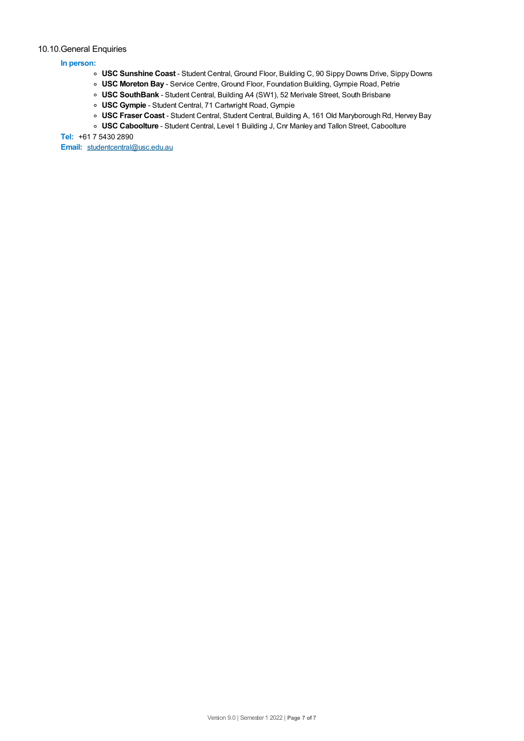## 10.10. General Enquiries

**In person:**

- **USC Sunshine Coast** - Student Central, Ground Floor, Building C, 90 Sippy Downs Drive, Sippy Downs
- **USC Moreton Bay** - Service Centre, Ground Floor, Foundation Building, Gympie Road, Petrie
- **USC SouthBank** - Student Central, Building A4 (SW1), 52 Merivale Street, South Brisbane
- **USC Gympie** - Student Central, 71 Cartwright Road, Gympie
- **USC Fraser Coast** - Student Central, Student Central, Building A, 161 Old Maryborough Rd, Hervey Bay
- **USC Caboolture** - Student Central, Level 1 Building J, Cnr Manley and Tallon Street, Caboolture

**Tel:** +61 7 5430 2890

**Email:** studentcentral@usc.edu.au